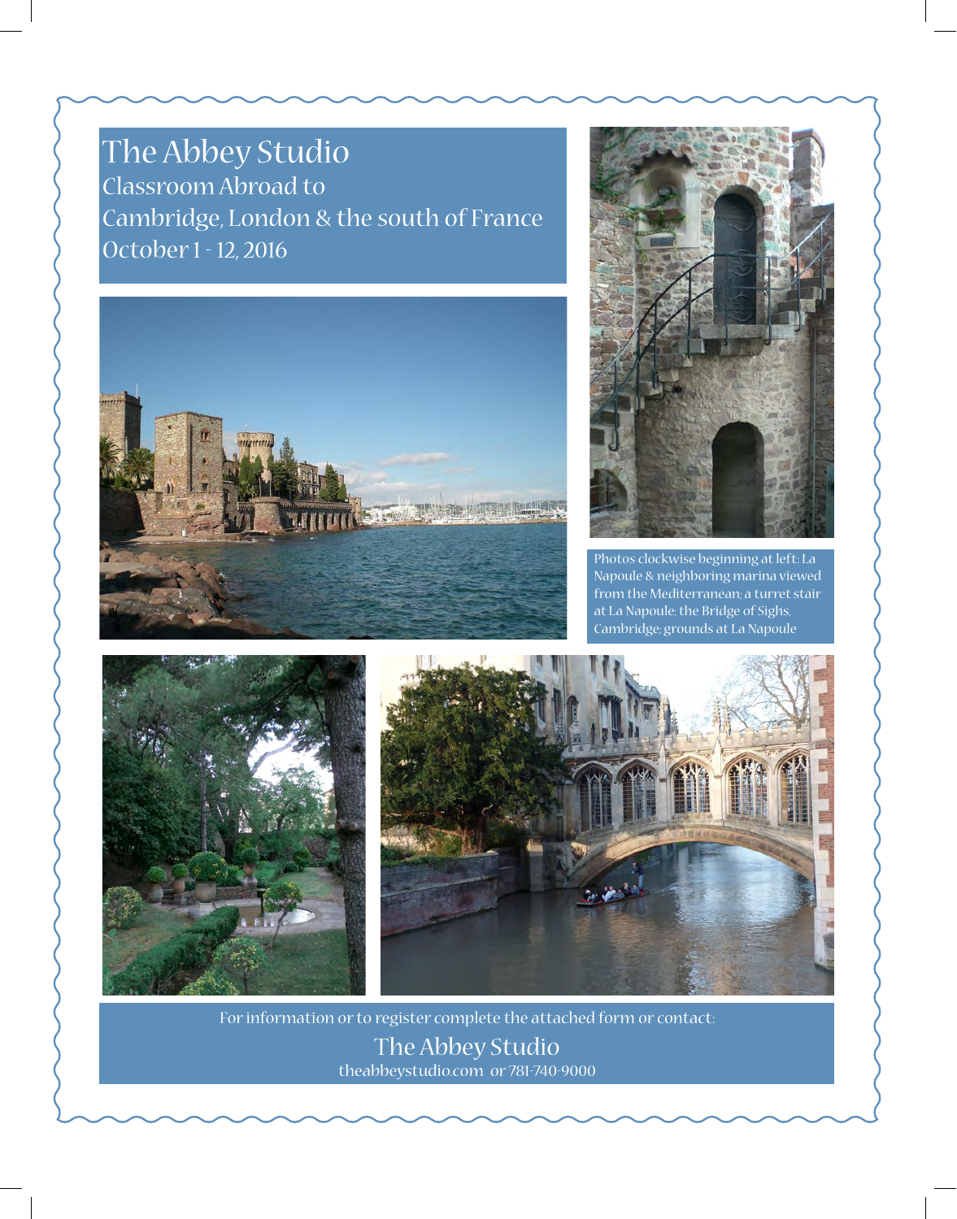# The Abbey Studio

## Classroom Abroad to
## Cambridge, London & the south of France
## October 1 - 12, 2016

Photos clockwise beginning at left: La Napoule & neighboring marina viewed from the Mediterranean; a turret stair at La Napoule; the Bridge of Sighs, Cambridge; grounds at La Napoule

For information or to register complete the attached form or contact:

**The Abbey Studio**

theabbeystudio.com or 781-740-9000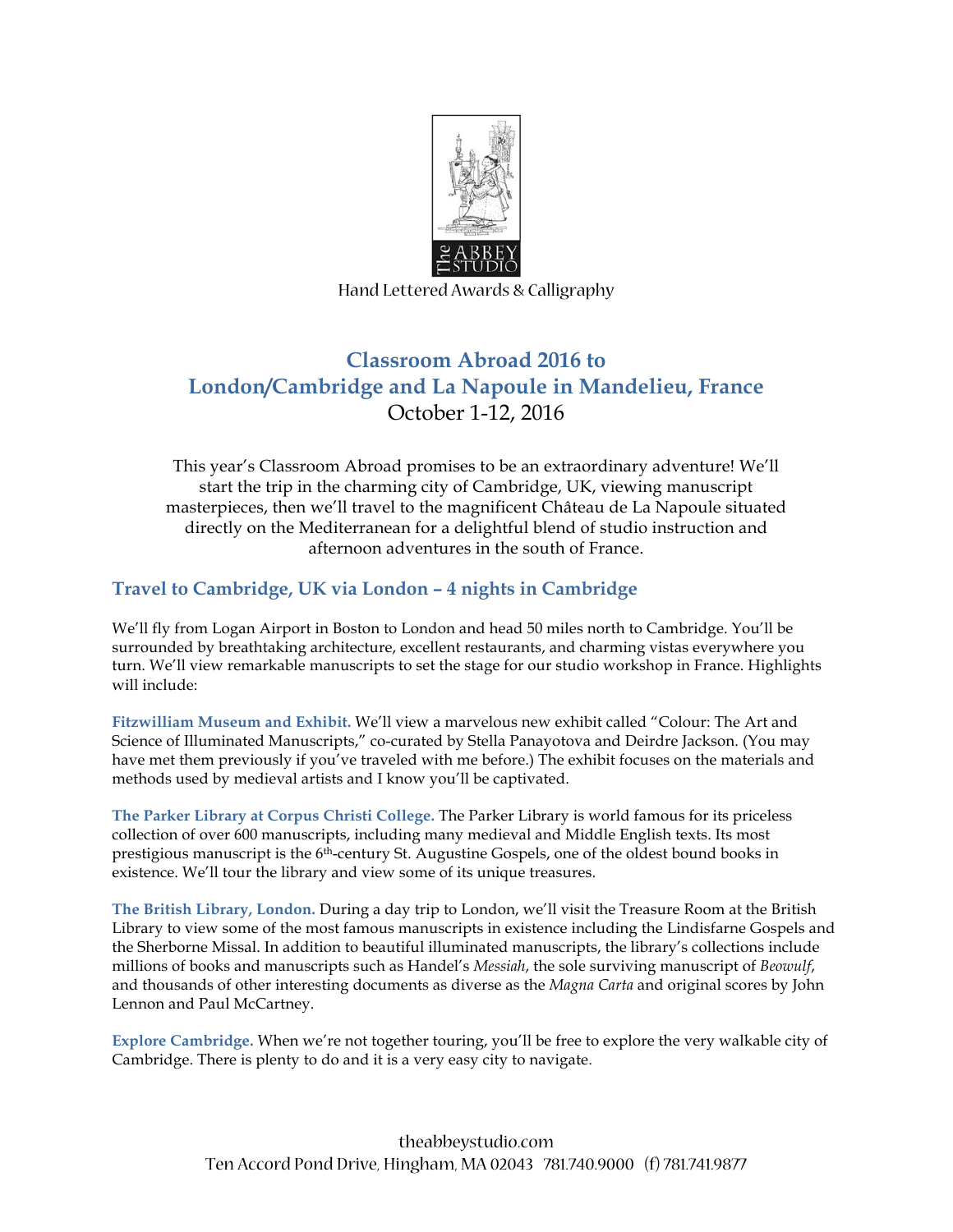The Abbey Studio

Hand Lettered Awards & Calligraphy

## Classroom Abroad 2016 to London/Cambridge and La Napoule in Mandelieu, France

October 1-12, 2016

This year's Classroom Abroad promises to be an extraordinary adventure! We'll start the trip in the charming city of Cambridge, UK, viewing manuscript masterpieces, then we'll travel to the magnificent Château de La Napoule situated directly on the Mediterranean for a delightful blend of studio instruction and afternoon adventures in the south of France.

### Travel to Cambridge, UK via London – 4 nights in Cambridge

We'll fly from Logan Airport in Boston to London and head 50 miles north to Cambridge. You'll be surrounded by breathtaking architecture, excellent restaurants, and charming vistas everywhere you turn. We'll view remarkable manuscripts to set the stage for our studio workshop in France. Highlights will include:

**Fitzwilliam Museum and Exhibit.** We'll view a marvelous new exhibit called "Colour: The Art and Science of Illuminated Manuscripts," co-curated by Stella Panayotova and Deirdre Jackson. (You may have met them previously if you've traveled with me before.) The exhibit focuses on the materials and methods used by medieval artists and I know you'll be captivated.

**The Parker Library at Corpus Christi College.** The Parker Library is world famous for its priceless collection of over 600 manuscripts, including many medieval and Middle English texts. Its most prestigious manuscript is the 6th-century St. Augustine Gospels, one of the oldest bound books in existence. We'll tour the library and view some of its unique treasures.

**The British Library, London.** During a day trip to London, we'll visit the Treasure Room at the British Library to view some of the most famous manuscripts in existence including the Lindisfarne Gospels and the Sherborne Missal. In addition to beautiful illuminated manuscripts, the library's collections include millions of books and manuscripts such as Handel's *Messiah*, the sole surviving manuscript of *Beowulf*, and thousands of other interesting documents as diverse as the *Magna Carta* and original scores by John Lennon and Paul McCartney.

**Explore Cambridge.** When we're not together touring, you'll be free to explore the very walkable city of Cambridge. There is plenty to do and it is a very easy city to navigate.

theabbeystudio.com
Ten Accord Pond Drive, Hingham, MA 02043 781.740.9000 (f) 781.741.9877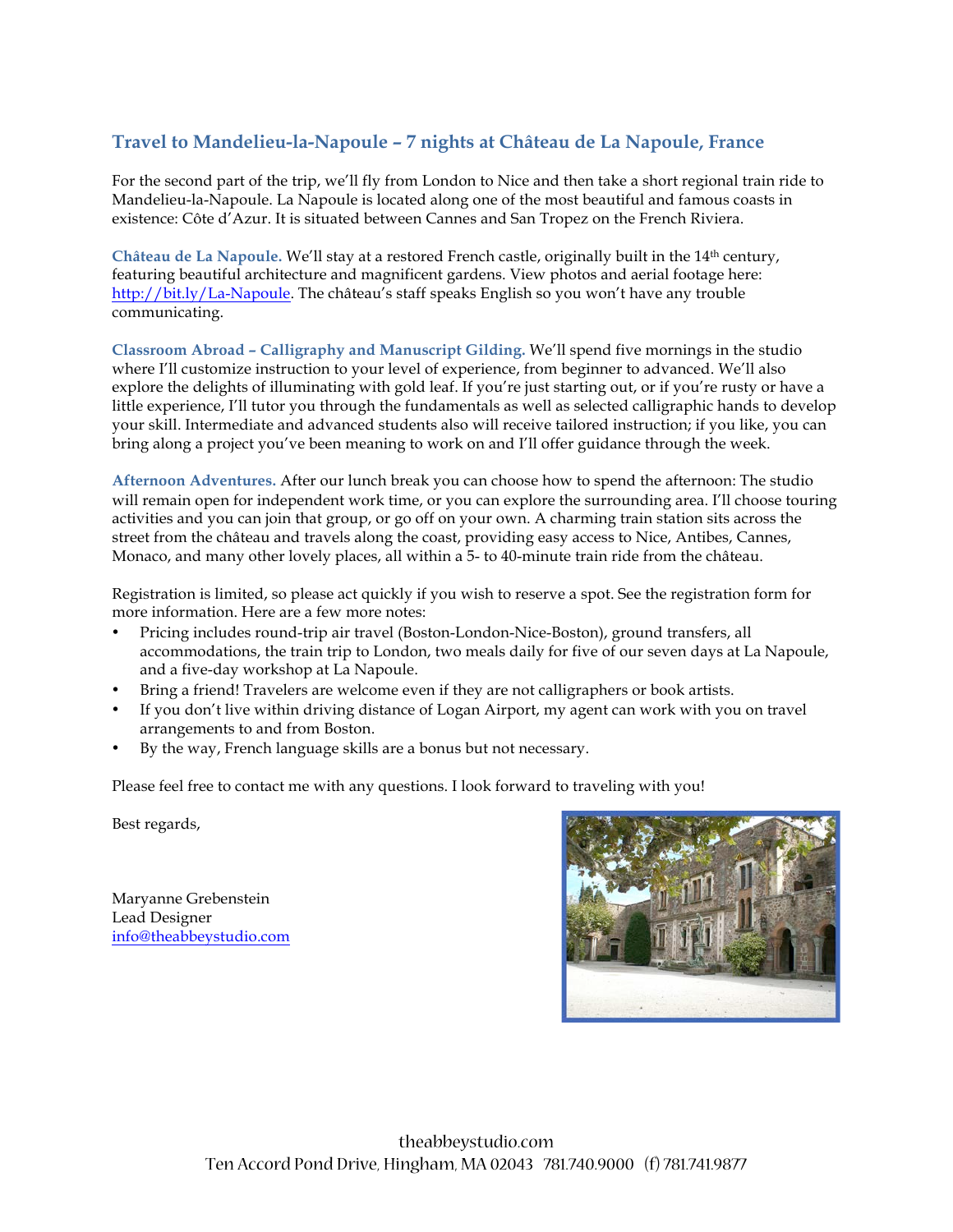## Travel to Mandelieu-la-Napoule – 7 nights at Château de La Napoule, France

For the second part of the trip, we'll fly from London to Nice and then take a short regional train ride to Mandelieu-la-Napoule. La Napoule is located along one of the most beautiful and famous coasts in existence: Côte d'Azur. It is situated between Cannes and San Tropez on the French Riviera.

**Château de La Napoule.** We'll stay at a restored French castle, originally built in the 14th century, featuring beautiful architecture and magnificent gardens. View photos and aerial footage here: http://bit.ly/La-Napoule. The château's staff speaks English so you won't have any trouble communicating.

**Classroom Abroad – Calligraphy and Manuscript Gilding.** We'll spend five mornings in the studio where I'll customize instruction to your level of experience, from beginner to advanced. We'll also explore the delights of illuminating with gold leaf. If you're just starting out, or if you're rusty or have a little experience, I'll tutor you through the fundamentals as well as selected calligraphic hands to develop your skill. Intermediate and advanced students also will receive tailored instruction; if you like, you can bring along a project you've been meaning to work on and I'll offer guidance through the week.

**Afternoon Adventures.** After our lunch break you can choose how to spend the afternoon: The studio will remain open for independent work time, or you can explore the surrounding area. I'll choose touring activities and you can join that group, or go off on your own. A charming train station sits across the street from the château and travels along the coast, providing easy access to Nice, Antibes, Cannes, Monaco, and many other lovely places, all within a 5- to 40-minute train ride from the château.

Registration is limited, so please act quickly if you wish to reserve a spot. See the registration form for more information. Here are a few more notes:

- Pricing includes round-trip air travel (Boston-London-Nice-Boston), ground transfers, all accommodations, the train trip to London, two meals daily for five of our seven days at La Napoule, and a five-day workshop at La Napoule.
- Bring a friend! Travelers are welcome even if they are not calligraphers or book artists.
- If you don't live within driving distance of Logan Airport, my agent can work with you on travel arrangements to and from Boston.
- By the way, French language skills are a bonus but not necessary.

Please feel free to contact me with any questions. I look forward to traveling with you!

Best regards,

Maryanne Grebenstein
Lead Designer
info@theabbeystudio.com

theabbeystudio.com
Ten Accord Pond Drive, Hingham, MA 02043 781.740.9000 (f) 781.741.9877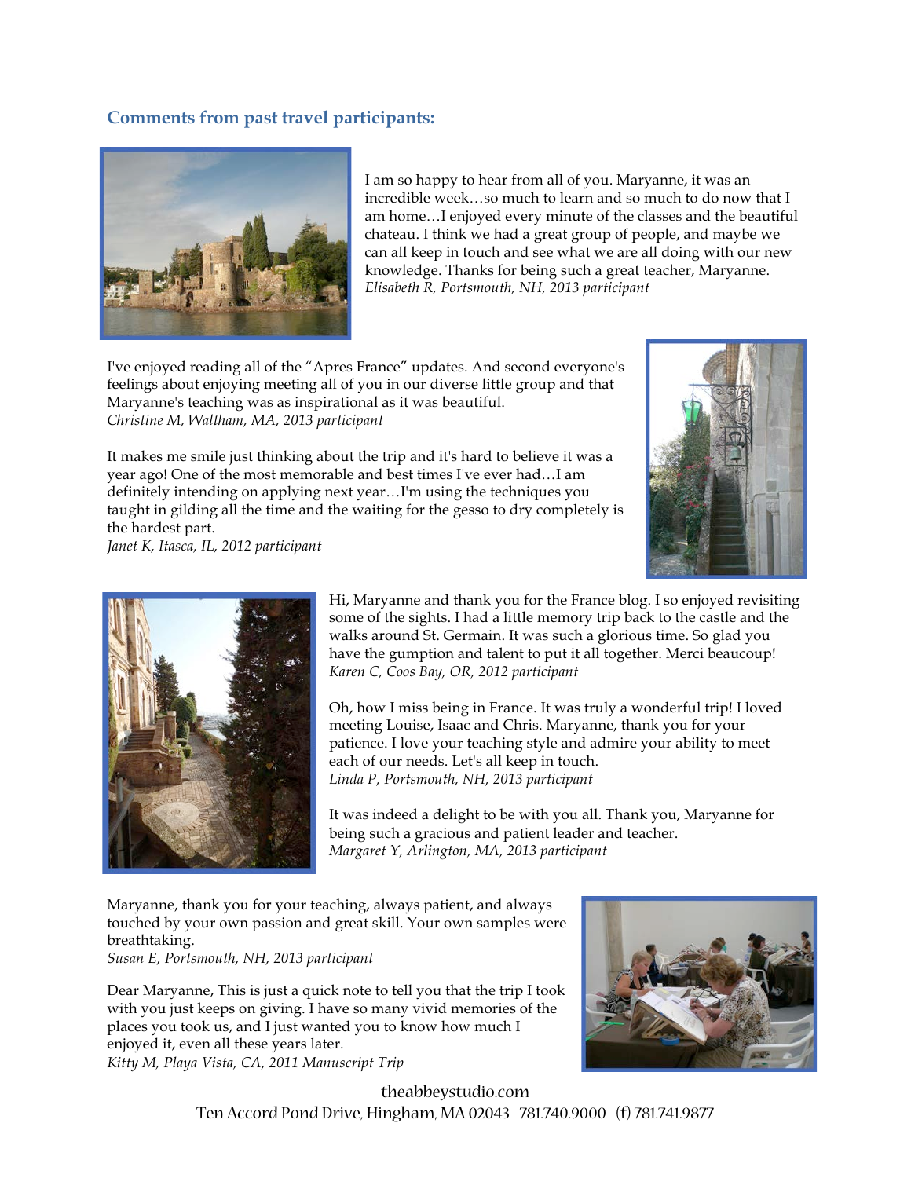## Comments from past travel participants:

I am so happy to hear from all of you. Maryanne, it was an incredible week…so much to learn and so much to do now that I am home…I enjoyed every minute of the classes and the beautiful chateau. I think we had a great group of people, and maybe we can all keep in touch and see what we are all doing with our new knowledge. Thanks for being such a great teacher, Maryanne.
*Elisabeth R, Portsmouth, NH, 2013 participant*

I've enjoyed reading all of the "Apres France" updates. And second everyone's feelings about enjoying meeting all of you in our diverse little group and that Maryanne's teaching was as inspirational as it was beautiful.
*Christine M, Waltham, MA, 2013 participant*

It makes me smile just thinking about the trip and it's hard to believe it was a year ago! One of the most memorable and best times I've ever had…I am definitely intending on applying next year…I'm using the techniques you taught in gilding all the time and the waiting for the gesso to dry completely is the hardest part.
*Janet K, Itasca, IL, 2012 participant*

Hi, Maryanne and thank you for the France blog. I so enjoyed revisiting some of the sights. I had a little memory trip back to the castle and the walks around St. Germain. It was such a glorious time. So glad you have the gumption and talent to put it all together. Merci beaucoup!
*Karen C, Coos Bay, OR, 2012 participant*

Oh, how I miss being in France. It was truly a wonderful trip! I loved meeting Louise, Isaac and Chris. Maryanne, thank you for your patience. I love your teaching style and admire your ability to meet each of our needs. Let's all keep in touch.
*Linda P, Portsmouth, NH, 2013 participant*

It was indeed a delight to be with you all. Thank you, Maryanne for being such a gracious and patient leader and teacher.
*Margaret Y, Arlington, MA, 2013 participant*

Maryanne, thank you for your teaching, always patient, and always touched by your own passion and great skill. Your own samples were breathtaking.
*Susan E, Portsmouth, NH, 2013 participant*

Dear Maryanne, This is just a quick note to tell you that the trip I took with you just keeps on giving. I have so many vivid memories of the places you took us, and I just wanted you to know how much I enjoyed it, even all these years later.
*Kitty M, Playa Vista, CA, 2011 Manuscript Trip*

theabbeystudio.com
Ten Accord Pond Drive, Hingham, MA 02043 781.740.9000 (f) 781.741.9877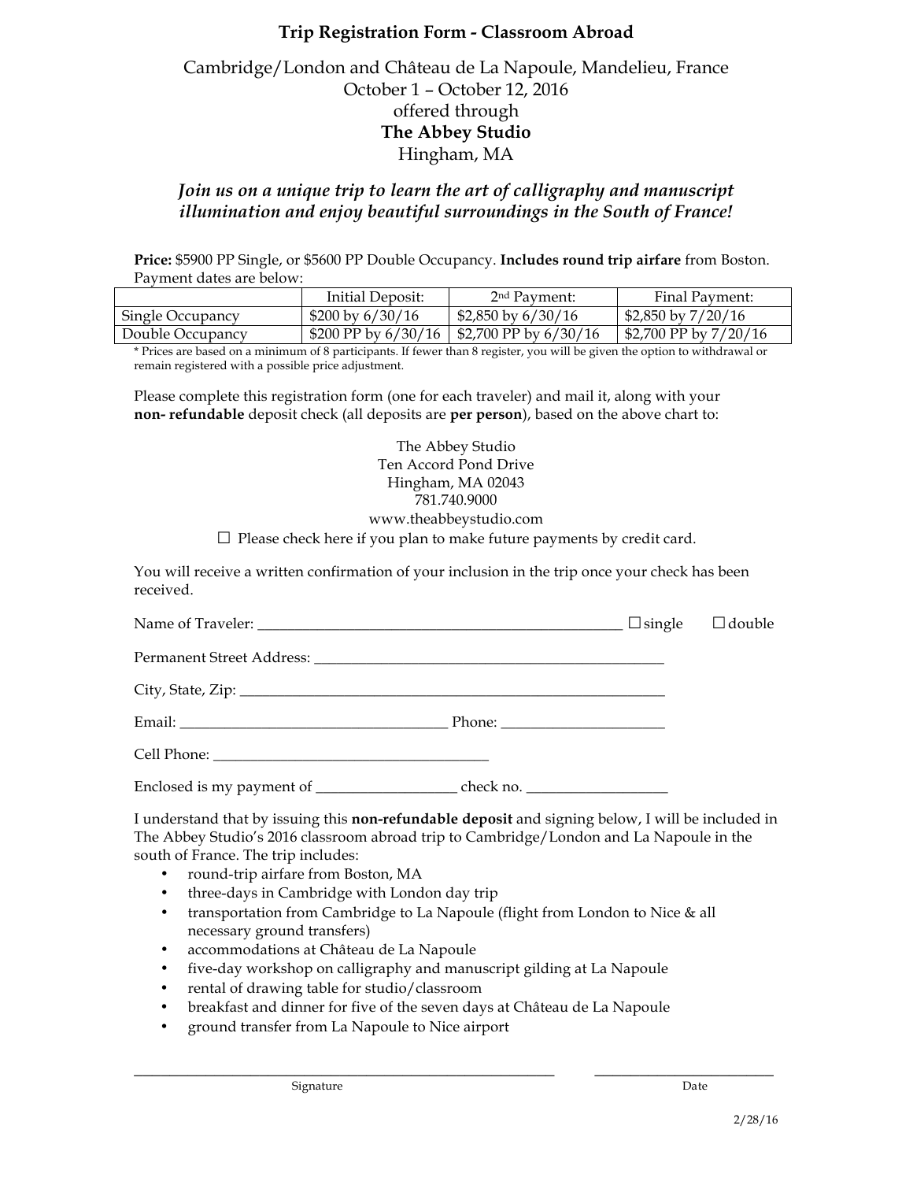# Trip Registration Form - Classroom Abroad

Cambridge/London and Château de La Napoule, Mandelieu, France
October 1 – October 12, 2016
offered through
**The Abbey Studio**
Hingham, MA

***Join us on a unique trip to learn the art of calligraphy and manuscript illumination and enjoy beautiful surroundings in the South of France!***

**Price:** $5900 PP Single, or $5600 PP Double Occupancy. **Includes round trip airfare** from Boston. Payment dates are below:

| | Initial Deposit: | 2nd Payment: | Final Payment: |
|---|---|---|---|
| Single Occupancy | $200 by 6/30/16 | $2,850 by 6/30/16 | $2,850 by 7/20/16 |
| Double Occupancy | $200 PP by 6/30/16 | $2,700 PP by 6/30/16 | $2,700 PP by 7/20/16 |

\* Prices are based on a minimum of 8 participants. If fewer than 8 register, you will be given the option to withdrawal or remain registered with a possible price adjustment.

Please complete this registration form (one for each traveler) and mail it, along with your **non- refundable** deposit check (all deposits are **per person**), based on the above chart to:

The Abbey Studio
Ten Accord Pond Drive
Hingham, MA 02043
781.740.9000
www.theabbeystudio.com

☐ Please check here if you plan to make future payments by credit card.

You will receive a written confirmation of your inclusion in the trip once your check has been received.

Name of Traveler: ______________________________ ☐single ☐double

Permanent Street Address: ______________________________

City, State, Zip: ______________________________

Email: ______________________ Phone: ______________

Cell Phone: ______________________

Enclosed is my payment of ____________ check no. ____________

I understand that by issuing this **non-refundable deposit** and signing below, I will be included in The Abbey Studio's 2016 classroom abroad trip to Cambridge/London and La Napoule in the south of France. The trip includes:

- round-trip airfare from Boston, MA
- three-days in Cambridge with London day trip
- transportation from Cambridge to La Napoule (flight from London to Nice & all necessary ground transfers)
- accommodations at Château de La Napoule
- five-day workshop on calligraphy and manuscript gilding at La Napoule
- rental of drawing table for studio/classroom
- breakfast and dinner for five of the seven days at Château de La Napoule
- ground transfer from La Napoule to Nice airport

______________________________ ______________
Signature Date

2/28/16